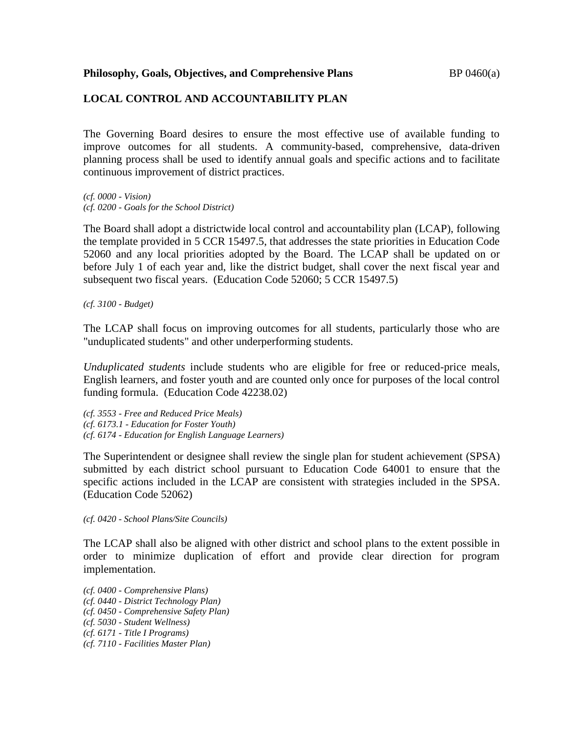**Philosophy, Goals, Objectives, and Comprehensive Plans** BP 0460(a)

## LOCAL CONTROL AND ACCOUNTABILITY PLAN

The Governing Board desires to ensure the most effective use of available funding to improve outcomes for all students. A community-based, comprehensive, data-driven planning process shall be used to identify annual goals and specific actions and to facilitate continuous improvement of district practices.

*(cf. 0000 - Vision)*
*(cf. 0200 - Goals for the School District)*

The Board shall adopt a districtwide local control and accountability plan (LCAP), following the template provided in 5 CCR 15497.5, that addresses the state priorities in Education Code 52060 and any local priorities adopted by the Board. The LCAP shall be updated on or before July 1 of each year and, like the district budget, shall cover the next fiscal year and subsequent two fiscal years. (Education Code 52060; 5 CCR 15497.5)

*(cf. 3100 - Budget)*

The LCAP shall focus on improving outcomes for all students, particularly those who are "unduplicated students" and other underperforming students.

*Unduplicated students* include students who are eligible for free or reduced-price meals, English learners, and foster youth and are counted only once for purposes of the local control funding formula. (Education Code 42238.02)

*(cf. 3553 - Free and Reduced Price Meals)*
*(cf. 6173.1 - Education for Foster Youth)*
*(cf. 6174 - Education for English Language Learners)*

The Superintendent or designee shall review the single plan for student achievement (SPSA) submitted by each district school pursuant to Education Code 64001 to ensure that the specific actions included in the LCAP are consistent with strategies included in the SPSA. (Education Code 52062)

*(cf. 0420 - School Plans/Site Councils)*

The LCAP shall also be aligned with other district and school plans to the extent possible in order to minimize duplication of effort and provide clear direction for program implementation.

*(cf. 0400 - Comprehensive Plans)*
*(cf. 0440 - District Technology Plan)*
*(cf. 0450 - Comprehensive Safety Plan)*
*(cf. 5030 - Student Wellness)*
*(cf. 6171 - Title I Programs)*
*(cf. 7110 - Facilities Master Plan)*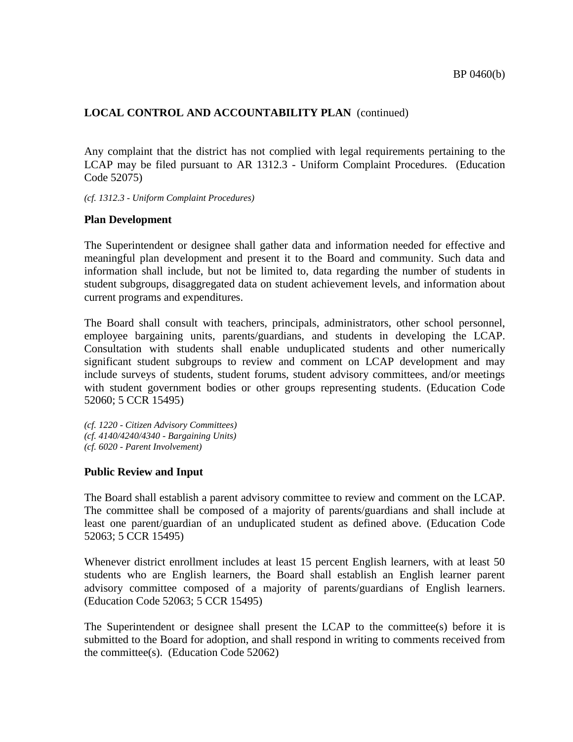Any complaint that the district has not complied with legal requirements pertaining to the LCAP may be filed pursuant to AR 1312.3 - Uniform Complaint Procedures. (Education Code 52075)

*(cf. 1312.3 - Uniform Complaint Procedures)*

**Plan Development**

The Superintendent or designee shall gather data and information needed for effective and meaningful plan development and present it to the Board and community. Such data and information shall include, but not be limited to, data regarding the number of students in student subgroups, disaggregated data on student achievement levels, and information about current programs and expenditures.

The Board shall consult with teachers, principals, administrators, other school personnel, employee bargaining units, parents/guardians, and students in developing the LCAP. Consultation with students shall enable unduplicated students and other numerically significant student subgroups to review and comment on LCAP development and may include surveys of students, student forums, student advisory committees, and/or meetings with student government bodies or other groups representing students. (Education Code 52060; 5 CCR 15495)

*(cf. 1220 - Citizen Advisory Committees)*
*(cf. 4140/4240/4340 - Bargaining Units)*
*(cf. 6020 - Parent Involvement)*

**Public Review and Input**

The Board shall establish a parent advisory committee to review and comment on the LCAP. The committee shall be composed of a majority of parents/guardians and shall include at least one parent/guardian of an unduplicated student as defined above. (Education Code 52063; 5 CCR 15495)

Whenever district enrollment includes at least 15 percent English learners, with at least 50 students who are English learners, the Board shall establish an English learner parent advisory committee composed of a majority of parents/guardians of English learners. (Education Code 52063; 5 CCR 15495)

The Superintendent or designee shall present the LCAP to the committee(s) before it is submitted to the Board for adoption, and shall respond in writing to comments received from the committee(s). (Education Code 52062)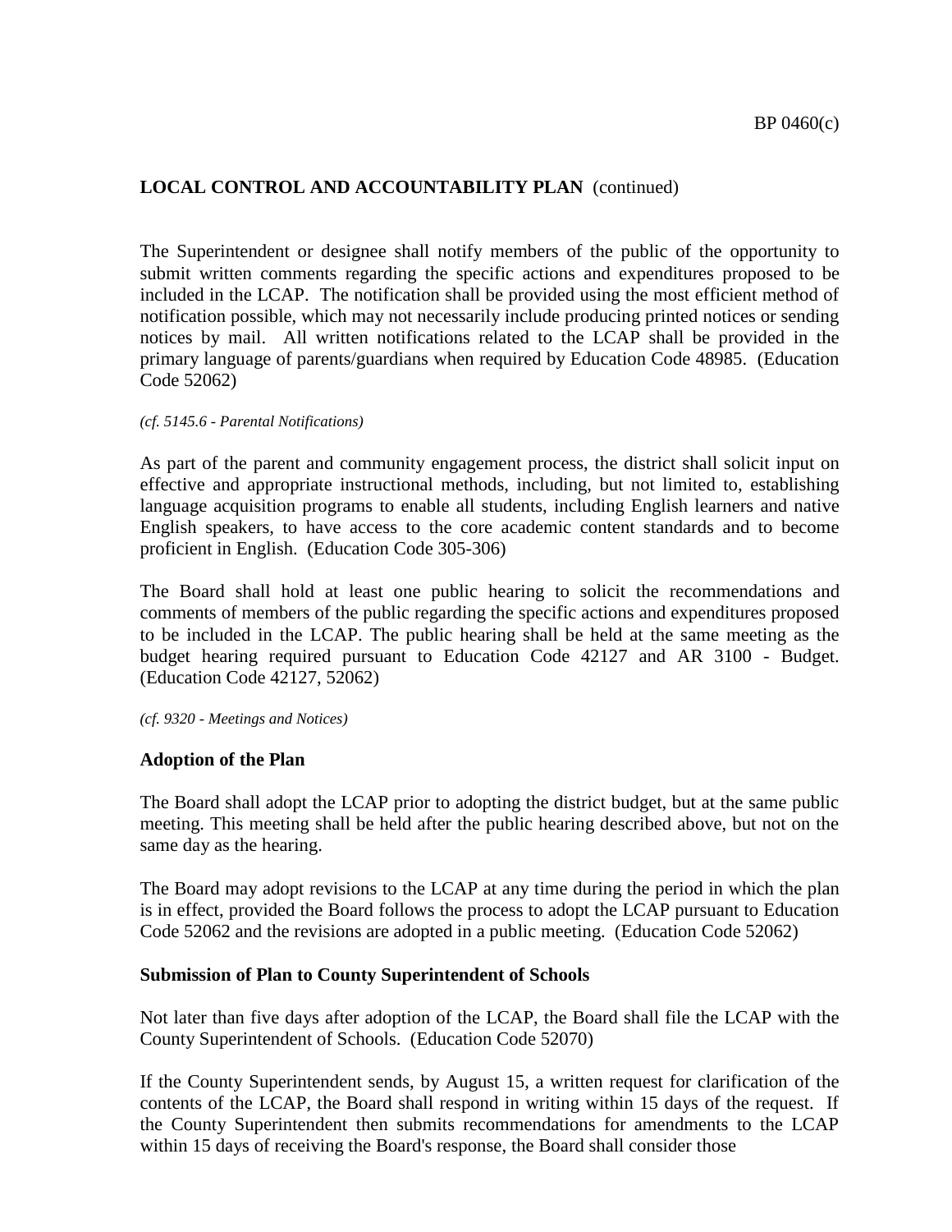**LOCAL CONTROL AND ACCOUNTABILITY PLAN** (continued)

The Superintendent or designee shall notify members of the public of the opportunity to submit written comments regarding the specific actions and expenditures proposed to be included in the LCAP. The notification shall be provided using the most efficient method of notification possible, which may not necessarily include producing printed notices or sending notices by mail. All written notifications related to the LCAP shall be provided in the primary language of parents/guardians when required by Education Code 48985. (Education Code 52062)

*(cf. 5145.6 - Parental Notifications)*

As part of the parent and community engagement process, the district shall solicit input on effective and appropriate instructional methods, including, but not limited to, establishing language acquisition programs to enable all students, including English learners and native English speakers, to have access to the core academic content standards and to become proficient in English. (Education Code 305-306)

The Board shall hold at least one public hearing to solicit the recommendations and comments of members of the public regarding the specific actions and expenditures proposed to be included in the LCAP. The public hearing shall be held at the same meeting as the budget hearing required pursuant to Education Code 42127 and AR 3100 - Budget. (Education Code 42127, 52062)

*(cf. 9320 - Meetings and Notices)*

**Adoption of the Plan**

The Board shall adopt the LCAP prior to adopting the district budget, but at the same public meeting. This meeting shall be held after the public hearing described above, but not on the same day as the hearing.

The Board may adopt revisions to the LCAP at any time during the period in which the plan is in effect, provided the Board follows the process to adopt the LCAP pursuant to Education Code 52062 and the revisions are adopted in a public meeting. (Education Code 52062)

**Submission of Plan to County Superintendent of Schools**

Not later than five days after adoption of the LCAP, the Board shall file the LCAP with the County Superintendent of Schools. (Education Code 52070)

If the County Superintendent sends, by August 15, a written request for clarification of the contents of the LCAP, the Board shall respond in writing within 15 days of the request. If the County Superintendent then submits recommendations for amendments to the LCAP within 15 days of receiving the Board's response, the Board shall consider those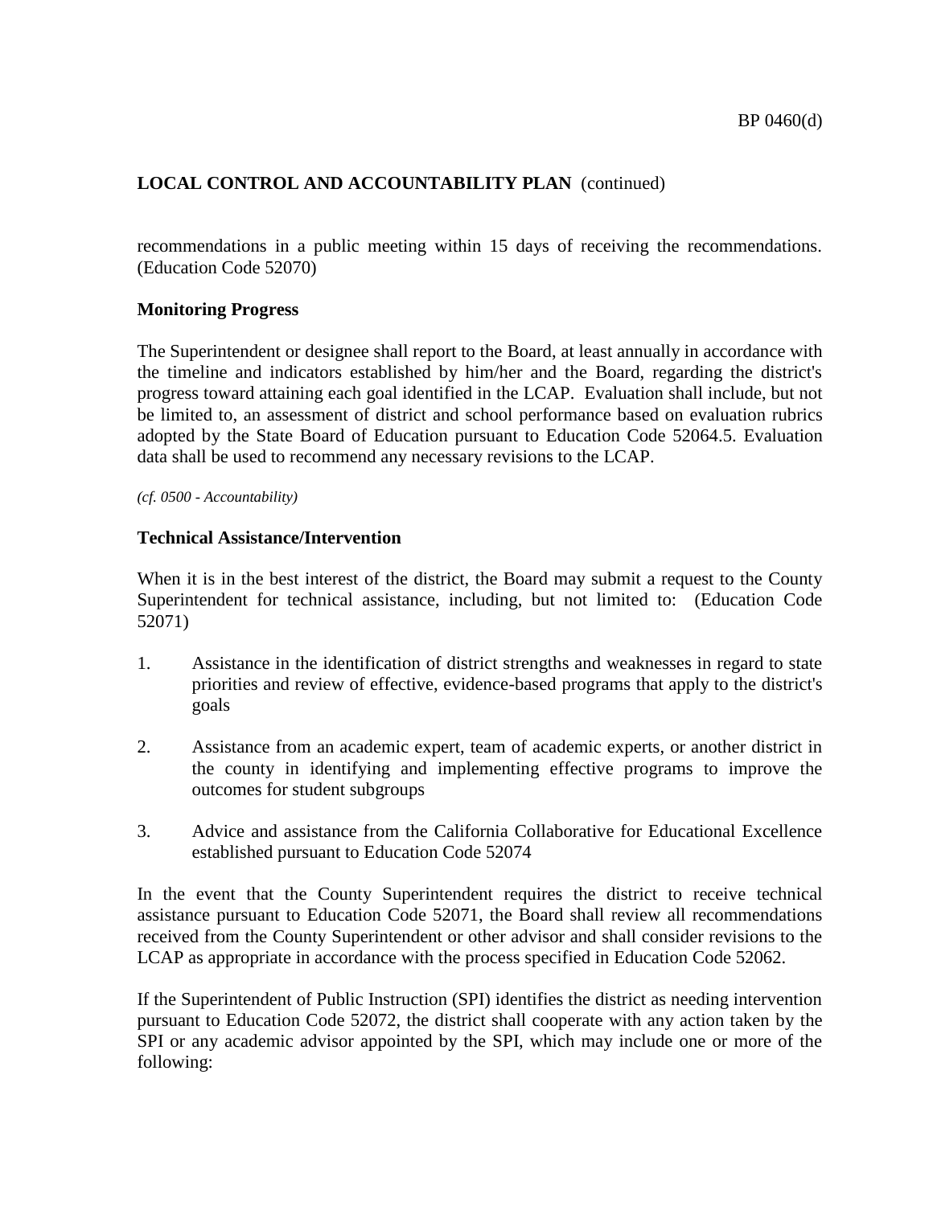recommendations in a public meeting within 15 days of receiving the recommendations. (Education Code 52070)

**Monitoring Progress**

The Superintendent or designee shall report to the Board, at least annually in accordance with the timeline and indicators established by him/her and the Board, regarding the district's progress toward attaining each goal identified in the LCAP. Evaluation shall include, but not be limited to, an assessment of district and school performance based on evaluation rubrics adopted by the State Board of Education pursuant to Education Code 52064.5. Evaluation data shall be used to recommend any necessary revisions to the LCAP.

*(cf. 0500 - Accountability)*

**Technical Assistance/Intervention**

When it is in the best interest of the district, the Board may submit a request to the County Superintendent for technical assistance, including, but not limited to: (Education Code 52071)

1. Assistance in the identification of district strengths and weaknesses in regard to state priorities and review of effective, evidence-based programs that apply to the district's goals

2. Assistance from an academic expert, team of academic experts, or another district in the county in identifying and implementing effective programs to improve the outcomes for student subgroups

3. Advice and assistance from the California Collaborative for Educational Excellence established pursuant to Education Code 52074

In the event that the County Superintendent requires the district to receive technical assistance pursuant to Education Code 52071, the Board shall review all recommendations received from the County Superintendent or other advisor and shall consider revisions to the LCAP as appropriate in accordance with the process specified in Education Code 52062.

If the Superintendent of Public Instruction (SPI) identifies the district as needing intervention pursuant to Education Code 52072, the district shall cooperate with any action taken by the SPI or any academic advisor appointed by the SPI, which may include one or more of the following: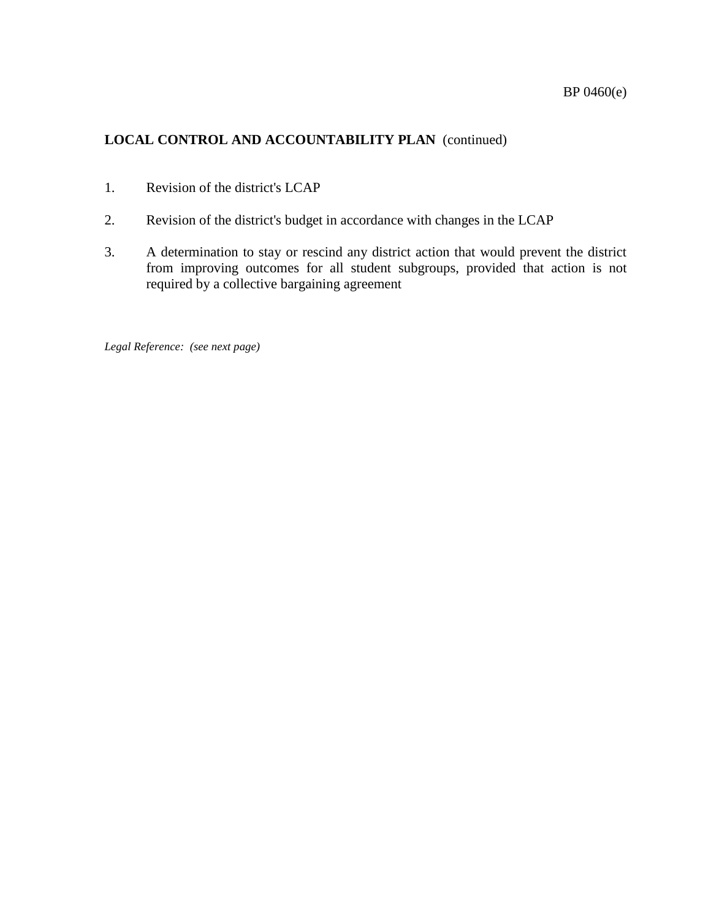**LOCAL CONTROL AND ACCOUNTABILITY PLAN** (continued)

1. Revision of the district's LCAP

2. Revision of the district's budget in accordance with changes in the LCAP

3. A determination to stay or rescind any district action that would prevent the district from improving outcomes for all student subgroups, provided that action is not required by a collective bargaining agreement

*Legal Reference: (see next page)*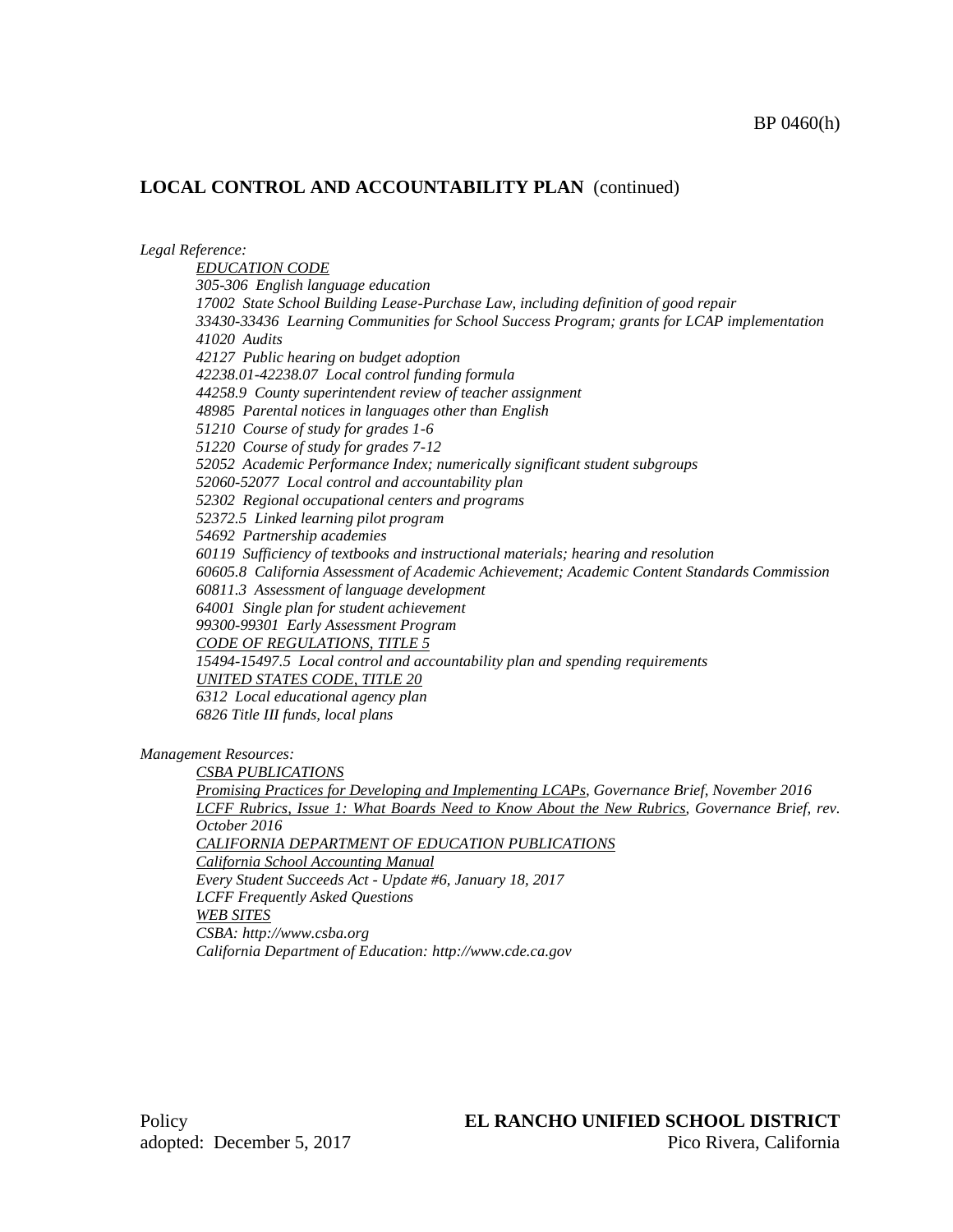## LOCAL CONTROL AND ACCOUNTABILITY PLAN (continued)

*Legal Reference:*

*EDUCATION CODE*
*305-306 English language education*
*17002 State School Building Lease-Purchase Law, including definition of good repair*
*33430-33436 Learning Communities for School Success Program; grants for LCAP implementation*
*41020 Audits*
*42127 Public hearing on budget adoption*
*42238.01-42238.07 Local control funding formula*
*44258.9 County superintendent review of teacher assignment*
*48985 Parental notices in languages other than English*
*51210 Course of study for grades 1-6*
*51220 Course of study for grades 7-12*
*52052 Academic Performance Index; numerically significant student subgroups*
*52060-52077 Local control and accountability plan*
*52302 Regional occupational centers and programs*
*52372.5 Linked learning pilot program*
*54692 Partnership academies*
*60119 Sufficiency of textbooks and instructional materials; hearing and resolution*
*60605.8 California Assessment of Academic Achievement; Academic Content Standards Commission*
*60811.3 Assessment of language development*
*64001 Single plan for student achievement*
*99300-99301 Early Assessment Program*
*CODE OF REGULATIONS, TITLE 5*
*15494-15497.5 Local control and accountability plan and spending requirements*
*UNITED STATES CODE, TITLE 20*
*6312 Local educational agency plan*
*6826 Title III funds, local plans*

*Management Resources:*

*CSBA PUBLICATIONS*
*Promising Practices for Developing and Implementing LCAPs, Governance Brief, November 2016*
*LCFF Rubrics, Issue 1: What Boards Need to Know About the New Rubrics, Governance Brief, rev. October 2016*
*CALIFORNIA DEPARTMENT OF EDUCATION PUBLICATIONS*
*California School Accounting Manual*
*Every Student Succeeds Act - Update #6, January 18, 2017*
*LCFF Frequently Asked Questions*
*WEB SITES*
*CSBA: http://www.csba.org*
*California Department of Education: http://www.cde.ca.gov*

Policy
adopted: December 5, 2017

**EL RANCHO UNIFIED SCHOOL DISTRICT**
Pico Rivera, California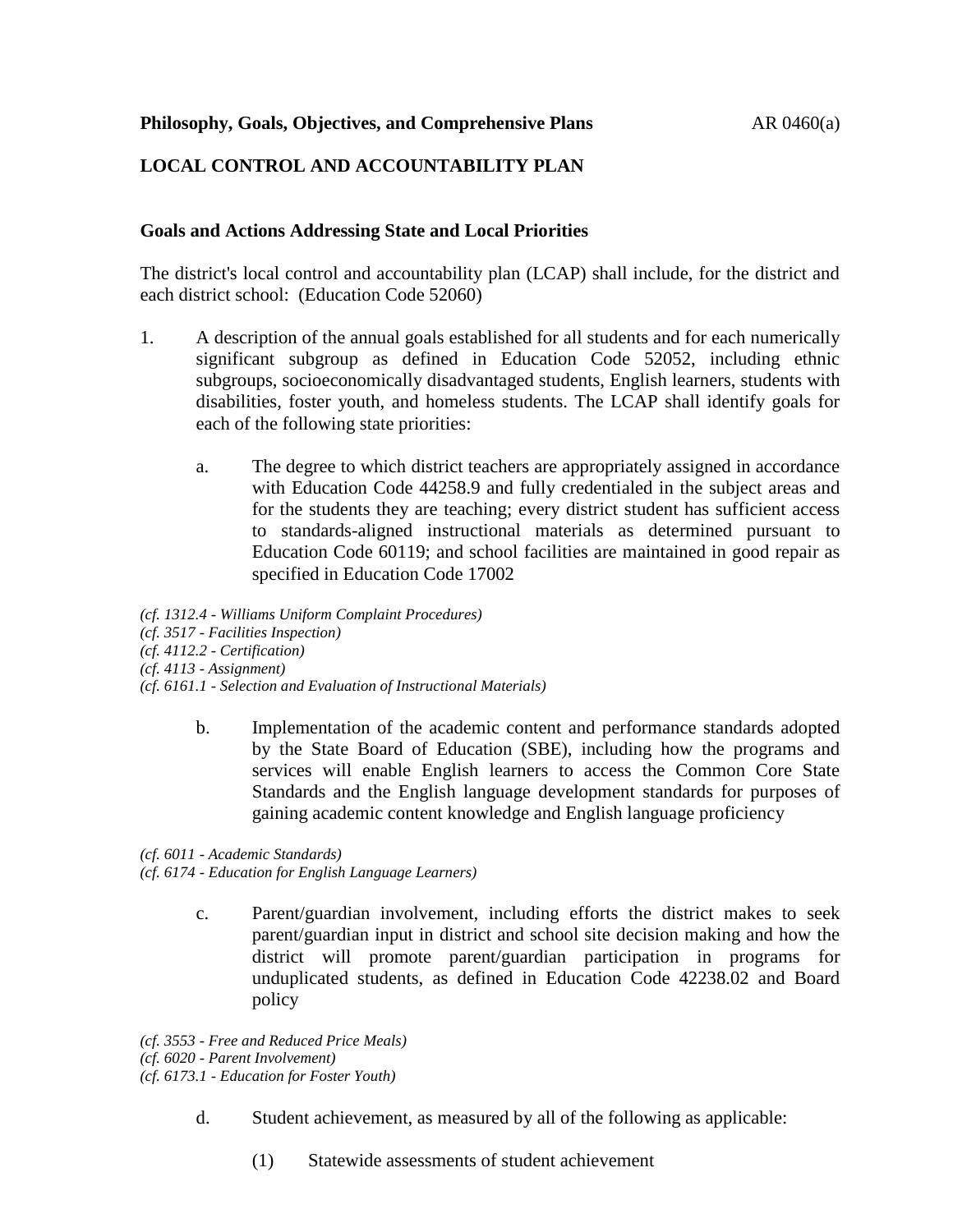**Philosophy, Goals, Objectives, and Comprehensive Plans** AR 0460(a)

**LOCAL CONTROL AND ACCOUNTABILITY PLAN**

**Goals and Actions Addressing State and Local Priorities**

The district's local control and accountability plan (LCAP) shall include, for the district and each district school: (Education Code 52060)

1. A description of the annual goals established for all students and for each numerically significant subgroup as defined in Education Code 52052, including ethnic subgroups, socioeconomically disadvantaged students, English learners, students with disabilities, foster youth, and homeless students. The LCAP shall identify goals for each of the following state priorities:

   a. The degree to which district teachers are appropriately assigned in accordance with Education Code 44258.9 and fully credentialed in the subject areas and for the students they are teaching; every district student has sufficient access to standards-aligned instructional materials as determined pursuant to Education Code 60119; and school facilities are maintained in good repair as specified in Education Code 17002

*(cf. 1312.4 - Williams Uniform Complaint Procedures)*
*(cf. 3517 - Facilities Inspection)*
*(cf. 4112.2 - Certification)*
*(cf. 4113 - Assignment)*
*(cf. 6161.1 - Selection and Evaluation of Instructional Materials)*

   b. Implementation of the academic content and performance standards adopted by the State Board of Education (SBE), including how the programs and services will enable English learners to access the Common Core State Standards and the English language development standards for purposes of gaining academic content knowledge and English language proficiency

*(cf. 6011 - Academic Standards)*
*(cf. 6174 - Education for English Language Learners)*

   c. Parent/guardian involvement, including efforts the district makes to seek parent/guardian input in district and school site decision making and how the district will promote parent/guardian participation in programs for unduplicated students, as defined in Education Code 42238.02 and Board policy

*(cf. 3553 - Free and Reduced Price Meals)*
*(cf. 6020 - Parent Involvement)*
*(cf. 6173.1 - Education for Foster Youth)*

   d. Student achievement, as measured by all of the following as applicable:

      (1) Statewide assessments of student achievement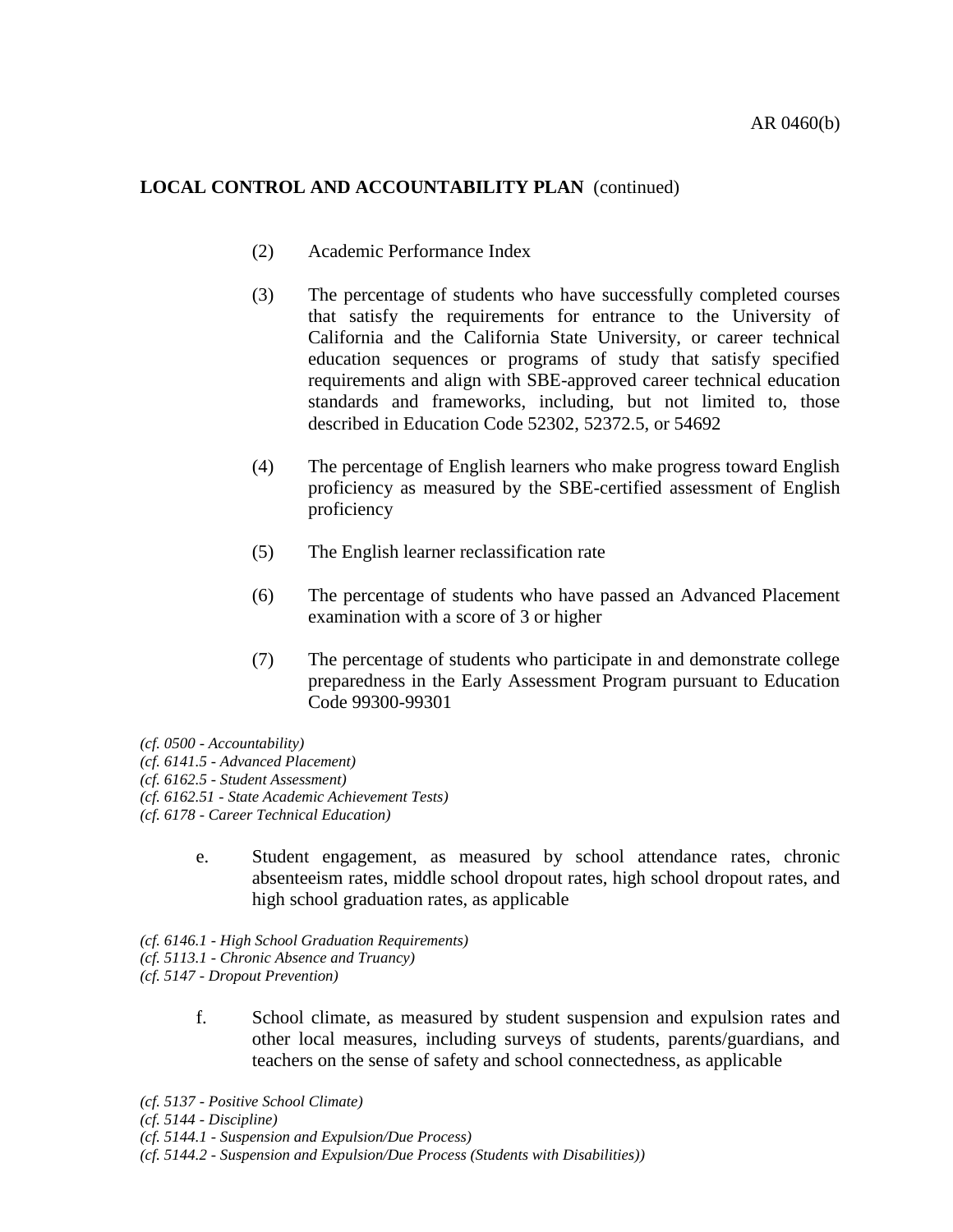**LOCAL CONTROL AND ACCOUNTABILITY PLAN** (continued)

(2) Academic Performance Index

(3) The percentage of students who have successfully completed courses that satisfy the requirements for entrance to the University of California and the California State University, or career technical education sequences or programs of study that satisfy specified requirements and align with SBE-approved career technical education standards and frameworks, including, but not limited to, those described in Education Code 52302, 52372.5, or 54692

(4) The percentage of English learners who make progress toward English proficiency as measured by the SBE-certified assessment of English proficiency

(5) The English learner reclassification rate

(6) The percentage of students who have passed an Advanced Placement examination with a score of 3 or higher

(7) The percentage of students who participate in and demonstrate college preparedness in the Early Assessment Program pursuant to Education Code 99300-99301

*(cf. 0500 - Accountability)*
*(cf. 6141.5 - Advanced Placement)*
*(cf. 6162.5 - Student Assessment)*
*(cf. 6162.51 - State Academic Achievement Tests)*
*(cf. 6178 - Career Technical Education)*

e. Student engagement, as measured by school attendance rates, chronic absenteeism rates, middle school dropout rates, high school dropout rates, and high school graduation rates, as applicable

*(cf. 6146.1 - High School Graduation Requirements)*
*(cf. 5113.1 - Chronic Absence and Truancy)*
*(cf. 5147 - Dropout Prevention)*

f. School climate, as measured by student suspension and expulsion rates and other local measures, including surveys of students, parents/guardians, and teachers on the sense of safety and school connectedness, as applicable

*(cf. 5137 - Positive School Climate)*
*(cf. 5144 - Discipline)*
*(cf. 5144.1 - Suspension and Expulsion/Due Process)*
*(cf. 5144.2 - Suspension and Expulsion/Due Process (Students with Disabilities))*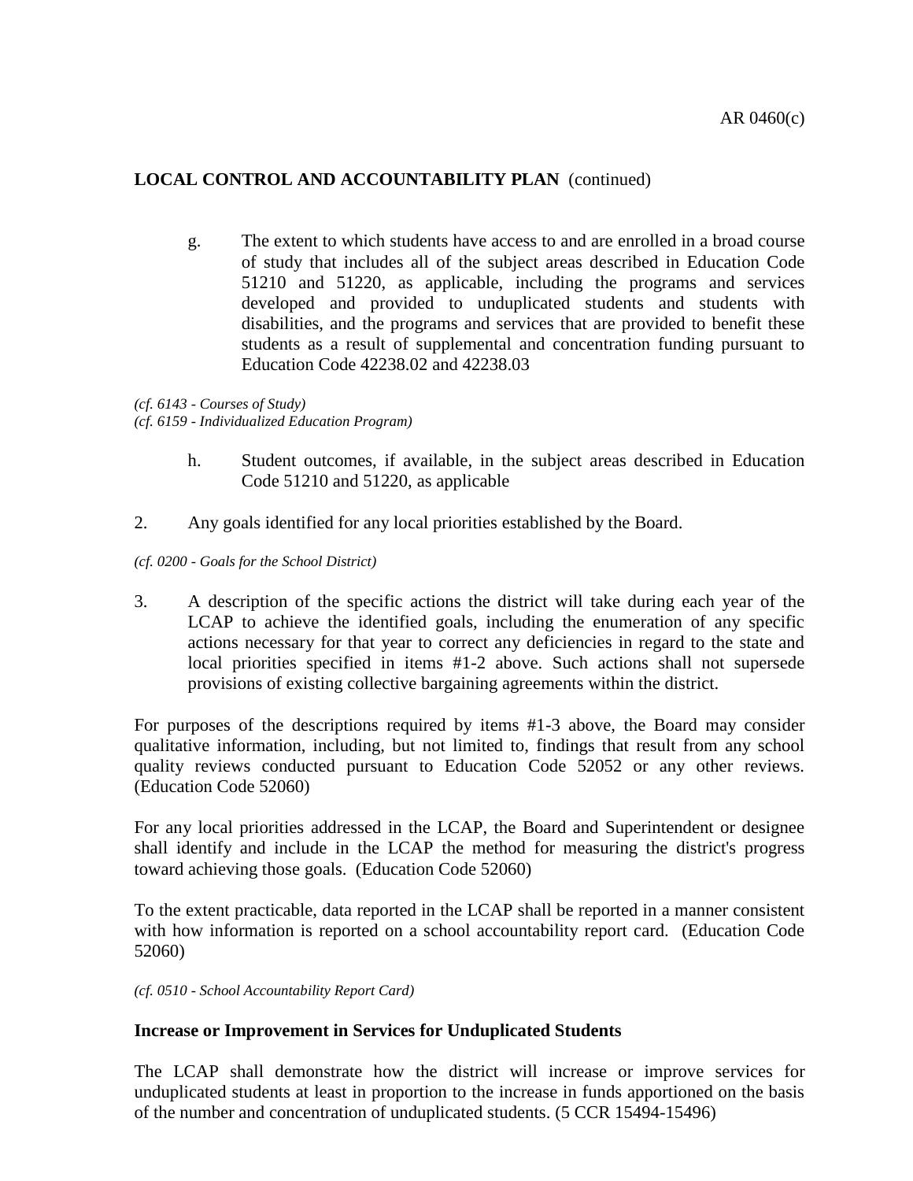**LOCAL CONTROL AND ACCOUNTABILITY PLAN** (continued)

g. The extent to which students have access to and are enrolled in a broad course of study that includes all of the subject areas described in Education Code 51210 and 51220, as applicable, including the programs and services developed and provided to unduplicated students and students with disabilities, and the programs and services that are provided to benefit these students as a result of supplemental and concentration funding pursuant to Education Code 42238.02 and 42238.03

*(cf. 6143 - Courses of Study)*
*(cf. 6159 - Individualized Education Program)*

h. Student outcomes, if available, in the subject areas described in Education Code 51210 and 51220, as applicable

2. Any goals identified for any local priorities established by the Board.

*(cf. 0200 - Goals for the School District)*

3. A description of the specific actions the district will take during each year of the LCAP to achieve the identified goals, including the enumeration of any specific actions necessary for that year to correct any deficiencies in regard to the state and local priorities specified in items #1-2 above. Such actions shall not supersede provisions of existing collective bargaining agreements within the district.

For purposes of the descriptions required by items #1-3 above, the Board may consider qualitative information, including, but not limited to, findings that result from any school quality reviews conducted pursuant to Education Code 52052 or any other reviews. (Education Code 52060)

For any local priorities addressed in the LCAP, the Board and Superintendent or designee shall identify and include in the LCAP the method for measuring the district's progress toward achieving those goals. (Education Code 52060)

To the extent practicable, data reported in the LCAP shall be reported in a manner consistent with how information is reported on a school accountability report card. (Education Code 52060)

*(cf. 0510 - School Accountability Report Card)*

**Increase or Improvement in Services for Unduplicated Students**

The LCAP shall demonstrate how the district will increase or improve services for unduplicated students at least in proportion to the increase in funds apportioned on the basis of the number and concentration of unduplicated students. (5 CCR 15494-15496)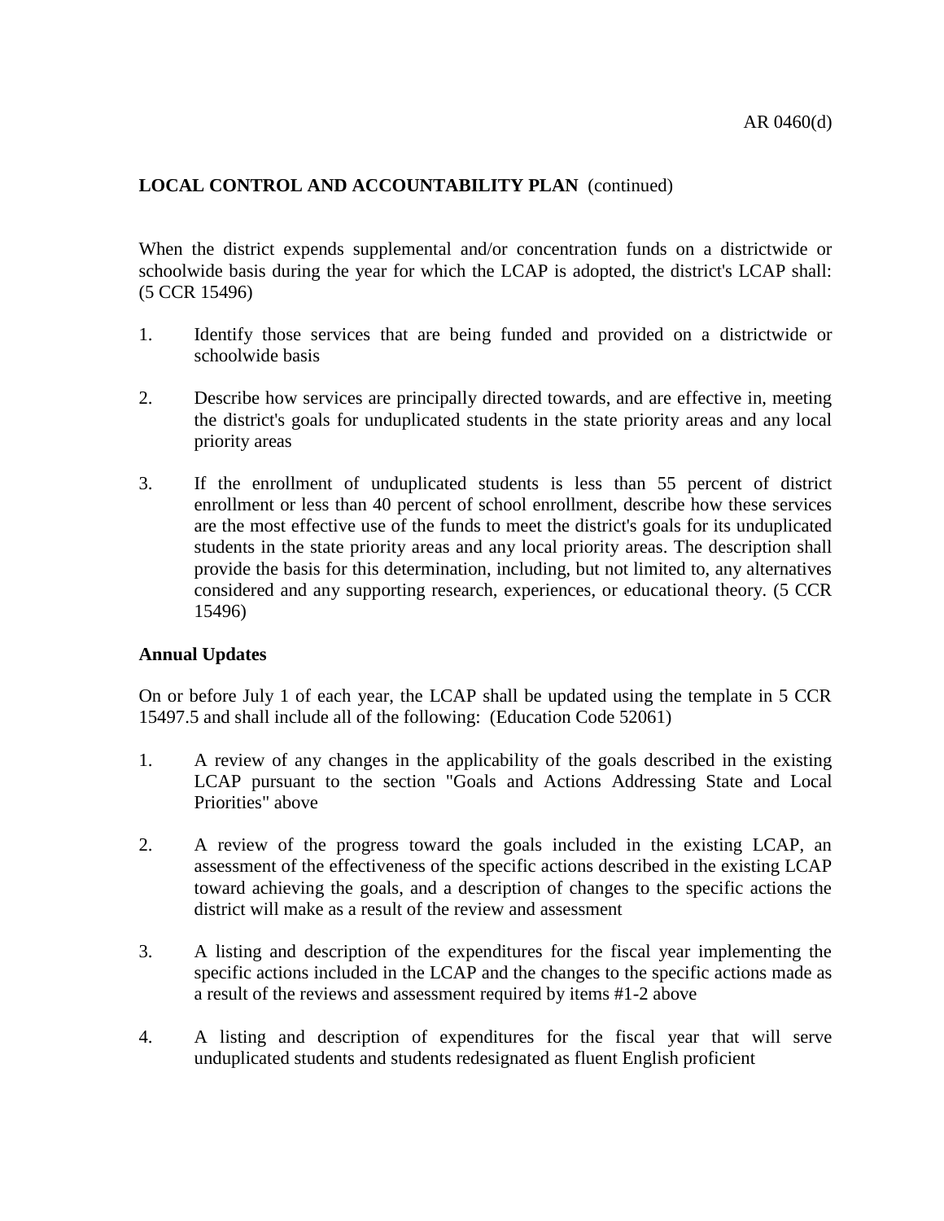**LOCAL CONTROL AND ACCOUNTABILITY PLAN** (continued)

When the district expends supplemental and/or concentration funds on a districtwide or schoolwide basis during the year for which the LCAP is adopted, the district's LCAP shall: (5 CCR 15496)

1. Identify those services that are being funded and provided on a districtwide or schoolwide basis

2. Describe how services are principally directed towards, and are effective in, meeting the district's goals for unduplicated students in the state priority areas and any local priority areas

3. If the enrollment of unduplicated students is less than 55 percent of district enrollment or less than 40 percent of school enrollment, describe how these services are the most effective use of the funds to meet the district's goals for its unduplicated students in the state priority areas and any local priority areas. The description shall provide the basis for this determination, including, but not limited to, any alternatives considered and any supporting research, experiences, or educational theory. (5 CCR 15496)

**Annual Updates**

On or before July 1 of each year, the LCAP shall be updated using the template in 5 CCR 15497.5 and shall include all of the following: (Education Code 52061)

1. A review of any changes in the applicability of the goals described in the existing LCAP pursuant to the section "Goals and Actions Addressing State and Local Priorities" above

2. A review of the progress toward the goals included in the existing LCAP, an assessment of the effectiveness of the specific actions described in the existing LCAP toward achieving the goals, and a description of changes to the specific actions the district will make as a result of the review and assessment

3. A listing and description of the expenditures for the fiscal year implementing the specific actions included in the LCAP and the changes to the specific actions made as a result of the reviews and assessment required by items #1-2 above

4. A listing and description of expenditures for the fiscal year that will serve unduplicated students and students redesignated as fluent English proficient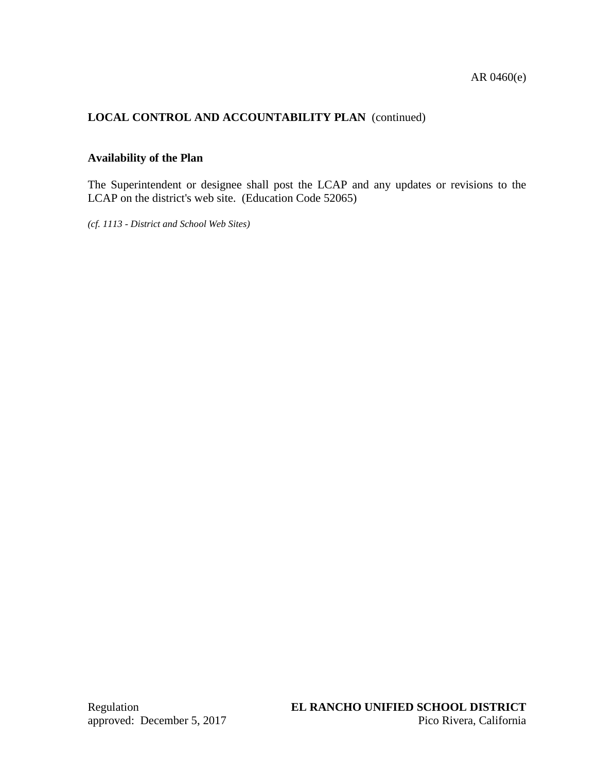## LOCAL CONTROL AND ACCOUNTABILITY PLAN (continued)

### Availability of the Plan

The Superintendent or designee shall post the LCAP and any updates or revisions to the LCAP on the district's web site. (Education Code 52065)

*(cf. 1113 - District and School Web Sites)*

Regulation
approved: December 5, 2017

**EL RANCHO UNIFIED SCHOOL DISTRICT**
Pico Rivera, California